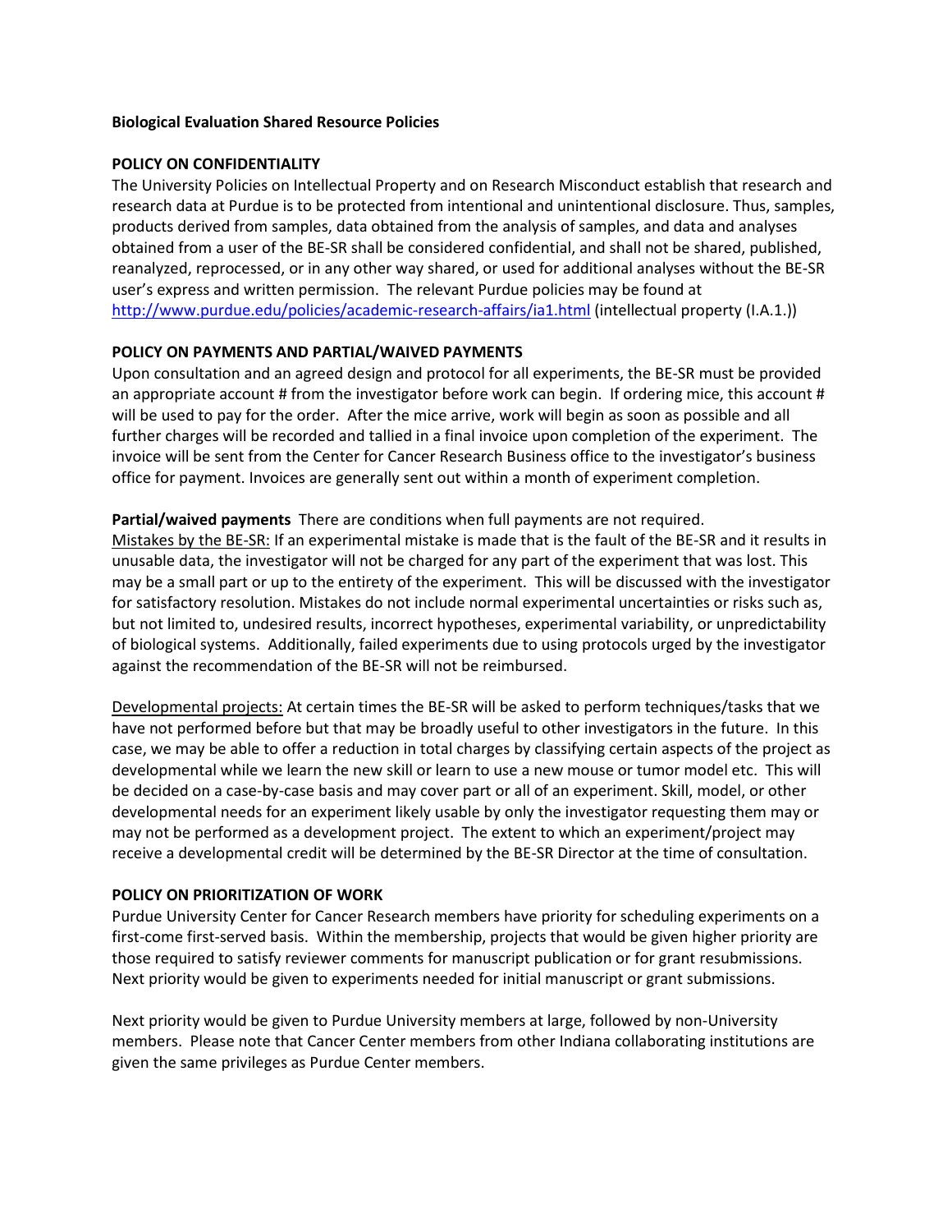**Biological Evaluation Shared Resource Policies**

**POLICY ON CONFIDENTIALITY**

The University Policies on Intellectual Property and on Research Misconduct establish that research and research data at Purdue is to be protected from intentional and unintentional disclosure. Thus, samples, products derived from samples, data obtained from the analysis of samples, and data and analyses obtained from a user of the BE-SR shall be considered confidential, and shall not be shared, published, reanalyzed, reprocessed, or in any other way shared, or used for additional analyses without the BE-SR user's express and written permission. The relevant Purdue policies may be found at [http://www.purdue.edu/policies/academic-research-affairs/ia1.html](http://www.purdue.edu/policies/academic-research-affairs/ia1.html) (intellectual property (I.A.1.))

**POLICY ON PAYMENTS AND PARTIAL/WAIVED PAYMENTS**

Upon consultation and an agreed design and protocol for all experiments, the BE-SR must be provided an appropriate account # from the investigator before work can begin. If ordering mice, this account # will be used to pay for the order. After the mice arrive, work will begin as soon as possible and all further charges will be recorded and tallied in a final invoice upon completion of the experiment. The invoice will be sent from the Center for Cancer Research Business office to the investigator's business office for payment. Invoices are generally sent out within a month of experiment completion.

**Partial/waived payments** There are conditions when full payments are not required.

Mistakes by the BE-SR: If an experimental mistake is made that is the fault of the BE-SR and it results in unusable data, the investigator will not be charged for any part of the experiment that was lost. This may be a small part or up to the entirety of the experiment. This will be discussed with the investigator for satisfactory resolution. Mistakes do not include normal experimental uncertainties or risks such as, but not limited to, undesired results, incorrect hypotheses, experimental variability, or unpredictability of biological systems. Additionally, failed experiments due to using protocols urged by the investigator against the recommendation of the BE-SR will not be reimbursed.

Developmental projects: At certain times the BE-SR will be asked to perform techniques/tasks that we have not performed before but that may be broadly useful to other investigators in the future. In this case, we may be able to offer a reduction in total charges by classifying certain aspects of the project as developmental while we learn the new skill or learn to use a new mouse or tumor model etc. This will be decided on a case-by-case basis and may cover part or all of an experiment. Skill, model, or other developmental needs for an experiment likely usable by only the investigator requesting them may or may not be performed as a development project. The extent to which an experiment/project may receive a developmental credit will be determined by the BE-SR Director at the time of consultation.

**POLICY ON PRIORITIZATION OF WORK**

Purdue University Center for Cancer Research members have priority for scheduling experiments on a first-come first-served basis. Within the membership, projects that would be given higher priority are those required to satisfy reviewer comments for manuscript publication or for grant resubmissions. Next priority would be given to experiments needed for initial manuscript or grant submissions.

Next priority would be given to Purdue University members at large, followed by non-University members. Please note that Cancer Center members from other Indiana collaborating institutions are given the same privileges as Purdue Center members.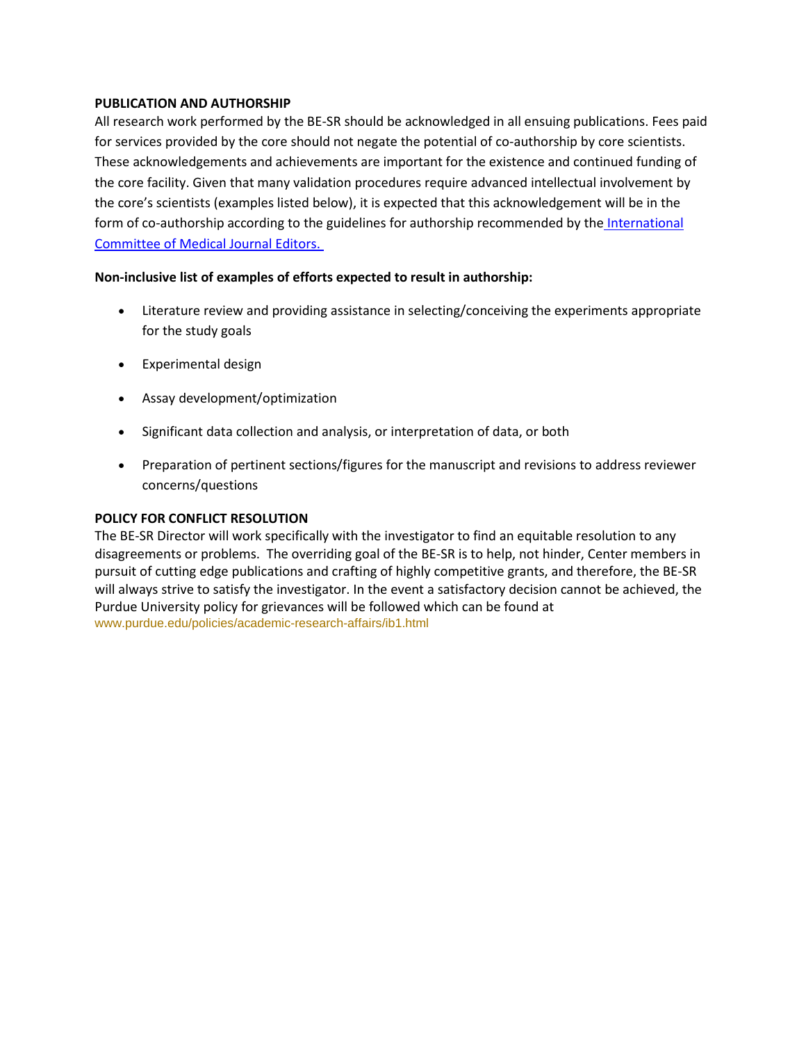**PUBLICATION AND AUTHORSHIP**

All research work performed by the BE-SR should be acknowledged in all ensuing publications. Fees paid for services provided by the core should not negate the potential of co-authorship by core scientists. These acknowledgements and achievements are important for the existence and continued funding of the core facility. Given that many validation procedures require advanced intellectual involvement by the core's scientists (examples listed below), it is expected that this acknowledgement will be in the form of co-authorship according to the guidelines for authorship recommended by the International Committee of Medical Journal Editors.

**Non-inclusive list of examples of efforts expected to result in authorship:**

- Literature review and providing assistance in selecting/conceiving the experiments appropriate for the study goals
- Experimental design
- Assay development/optimization
- Significant data collection and analysis, or interpretation of data, or both
- Preparation of pertinent sections/figures for the manuscript and revisions to address reviewer concerns/questions

**POLICY FOR CONFLICT RESOLUTION**

The BE-SR Director will work specifically with the investigator to find an equitable resolution to any disagreements or problems. The overriding goal of the BE-SR is to help, not hinder, Center members in pursuit of cutting edge publications and crafting of highly competitive grants, and therefore, the BE-SR will always strive to satisfy the investigator. In the event a satisfactory decision cannot be achieved, the Purdue University policy for grievances will be followed which can be found at www.purdue.edu/policies/academic-research-affairs/ib1.html